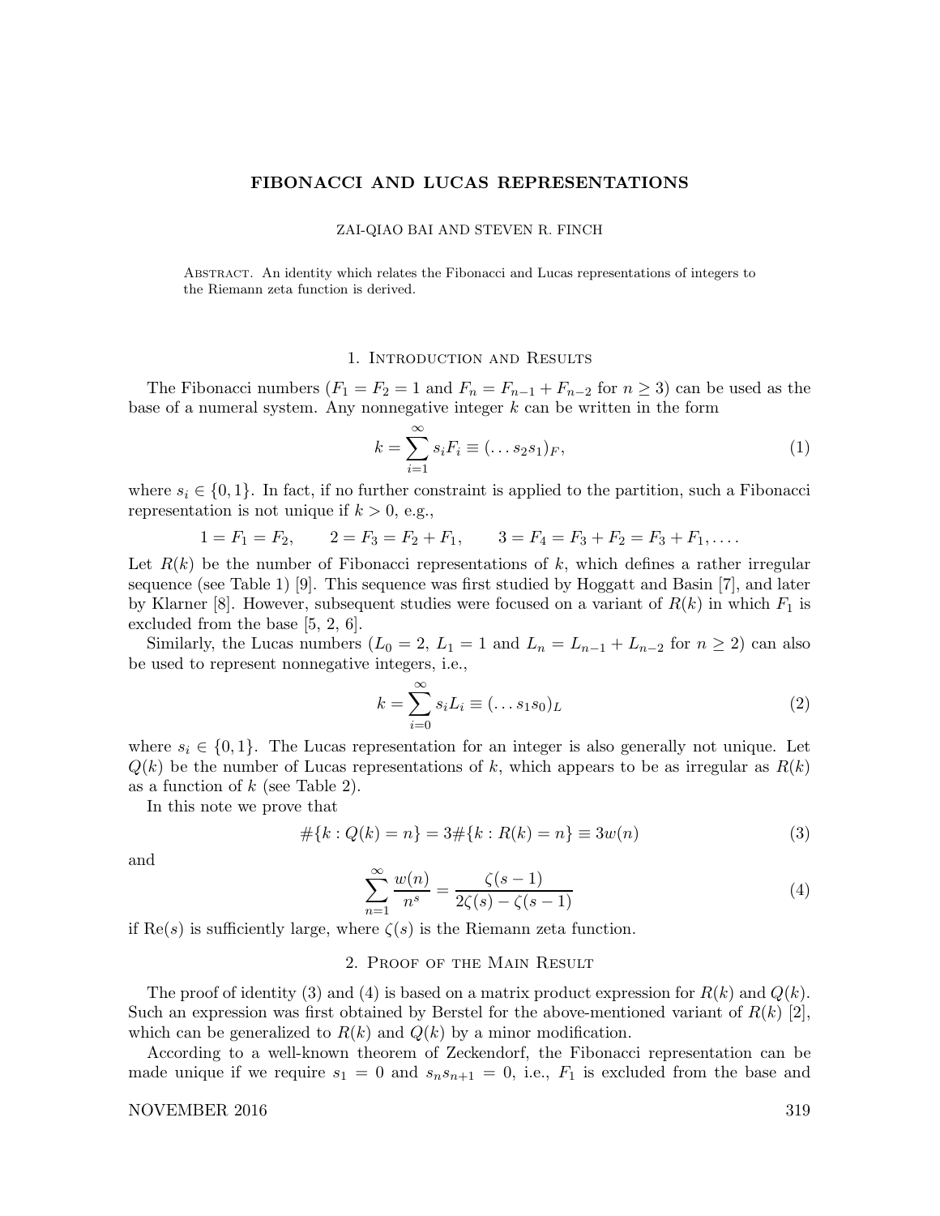# FIBONACCI AND LUCAS REPRESENTATIONS

ZAI-QIAO BAI AND STEVEN R. FINCH

Abstract. An identity which relates the Fibonacci and Lucas representations of integers to the Riemann zeta function is derived.

## 1. Introduction and Results

The Fibonacci numbers ($F_1 = F_2 = 1$ and $F_n = F_{n-1} + F_{n-2}$ for $n \geq 3$) can be used as the base of a numeral system. Any nonnegative integer $k$ can be written in the form

$$k = \sum_{i=1}^{\infty} s_i F_i \equiv (\ldots s_2 s_1)_F, \tag{1}$$

where $s_i \in \{0, 1\}$. In fact, if no further constraint is applied to the partition, such a Fibonacci representation is not unique if $k > 0$, e.g.,

$$1 = F_1 = F_2, \qquad 2 = F_3 = F_2 + F_1, \qquad 3 = F_4 = F_3 + F_2 = F_3 + F_1, \ldots.$$

Let $R(k)$ be the number of Fibonacci representations of $k$, which defines a rather irregular sequence (see Table 1) [9]. This sequence was first studied by Hoggatt and Basin [7], and later by Klarner [8]. However, subsequent studies were focused on a variant of $R(k)$ in which $F_1$ is excluded from the base [5, 2, 6].

Similarly, the Lucas numbers ($L_0 = 2$, $L_1 = 1$ and $L_n = L_{n-1} + L_{n-2}$ for $n \geq 2$) can also be used to represent nonnegative integers, i.e.,

$$k = \sum_{i=0}^{\infty} s_i L_i \equiv (\ldots s_1 s_0)_L \tag{2}$$

where $s_i \in \{0, 1\}$. The Lucas representation for an integer is also generally not unique. Let $Q(k)$ be the number of Lucas representations of $k$, which appears to be as irregular as $R(k)$ as a function of $k$ (see Table 2).

In this note we prove that

$$\#\{k : Q(k) = n\} = 3\#\{k : R(k) = n\} \equiv 3w(n) \tag{3}$$

and

$$\sum_{n=1}^{\infty} \frac{w(n)}{n^s} = \frac{\zeta(s-1)}{2\zeta(s) - \zeta(s-1)} \tag{4}$$

if $\mathrm{Re}(s)$ is sufficiently large, where $\zeta(s)$ is the Riemann zeta function.

## 2. Proof of the Main Result

The proof of identity (3) and (4) is based on a matrix product expression for $R(k)$ and $Q(k)$. Such an expression was first obtained by Berstel for the above-mentioned variant of $R(k)$ [2], which can be generalized to $R(k)$ and $Q(k)$ by a minor modification.

According to a well-known theorem of Zeckendorf, the Fibonacci representation can be made unique if we require $s_1 = 0$ and $s_n s_{n+1} = 0$, i.e., $F_1$ is excluded from the base and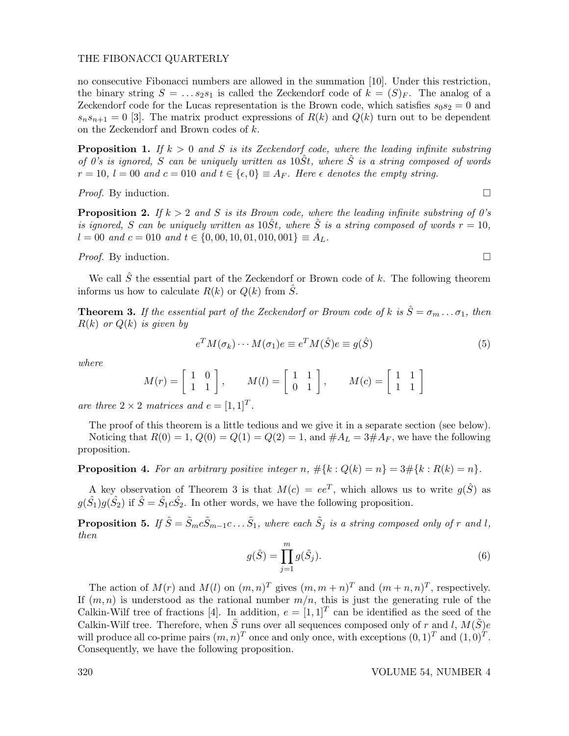no consecutive Fibonacci numbers are allowed in the summation [10]. Under this restriction, the binary string $S = \ldots s_2 s_1$ is called the Zeckendorf code of $k = (S)_F$. The analog of a Zeckendorf code for the Lucas representation is the Brown code, which satisfies $s_0 s_2 = 0$ and $s_n s_{n+1} = 0$ [3]. The matrix product expressions of $R(k)$ and $Q(k)$ turn out to be dependent on the Zeckendorf and Brown codes of $k$.

**Proposition 1.** *If $k > 0$ and $S$ is its Zeckendorf code, where the leading infinite substring of 0's is ignored, $S$ can be uniquely written as $10\hat{S}t$, where $\hat{S}$ is a string composed of words $r = 10$, $l = 00$ and $c = 010$ and $t \in \{\epsilon, 0\} \equiv A_F$. Here $\epsilon$ denotes the empty string.*

*Proof.* By induction. □

**Proposition 2.** *If $k > 2$ and $S$ is its Brown code, where the leading infinite substring of 0's is ignored, $S$ can be uniquely written as $10\hat{S}t$, where $\hat{S}$ is a string composed of words $r = 10$, $l = 00$ and $c = 010$ and $t \in \{0, 00, 10, 01, 010, 001\} \equiv A_L$.*

*Proof.* By induction. □

We call $\hat{S}$ the essential part of the Zeckendorf or Brown code of $k$. The following theorem informs us how to calculate $R(k)$ or $Q(k)$ from $\hat{S}$.

**Theorem 3.** *If the essential part of the Zeckendorf or Brown code of $k$ is $\hat{S} = \sigma_m \ldots \sigma_1$, then $R(k)$ or $Q(k)$ is given by*

$$e^T M(\sigma_k) \cdots M(\sigma_1) e \equiv e^T M(\hat{S}) e \equiv g(\hat{S}) \tag{5}$$

*where*

$$M(r) = \begin{bmatrix} 1 & 0 \\ 1 & 1 \end{bmatrix}, \qquad M(l) = \begin{bmatrix} 1 & 1 \\ 0 & 1 \end{bmatrix}, \qquad M(c) = \begin{bmatrix} 1 & 1 \\ 1 & 1 \end{bmatrix}$$

*are three $2 \times 2$ matrices and $e = [1, 1]^T$.*

The proof of this theorem is a little tedious and we give it in a separate section (see below).

Noticing that $R(0) = 1$, $Q(0) = Q(1) = Q(2) = 1$, and $\#A_L = 3\#A_F$, we have the following proposition.

**Proposition 4.** *For an arbitrary positive integer $n$, $\#\{k : Q(k) = n\} = 3\#\{k : R(k) = n\}$.*

A key observation of Theorem 3 is that $M(c) = ee^T$, which allows us to write $g(\hat{S})$ as $g(\hat{S}_1)g(\hat{S}_2)$ if $\hat{S} = \hat{S}_1 c \hat{S}_2$. In other words, we have the following proposition.

**Proposition 5.** *If $\hat{S} = \tilde{S}_m c \tilde{S}_{m-1} c \ldots \tilde{S}_1$, where each $\tilde{S}_j$ is a string composed only of $r$ and $l$, then*

$$g(\hat{S}) = \prod_{j=1}^{m} g(\tilde{S}_j). \tag{6}$$

The action of $M(r)$ and $M(l)$ on $(m, n)^T$ gives $(m, m+n)^T$ and $(m+n, n)^T$, respectively. If $(m, n)$ is understood as the rational number $m/n$, this is just the generating rule of the Calkin-Wilf tree of fractions [4]. In addition, $e = [1, 1]^T$ can be identified as the seed of the Calkin-Wilf tree. Therefore, when $\tilde{S}$ runs over all sequences composed only of $r$ and $l$, $M(\tilde{S})e$ will produce all co-prime pairs $(m, n)^T$ once and only once, with exceptions $(0, 1)^T$ and $(1, 0)^T$. Consequently, we have the following proposition.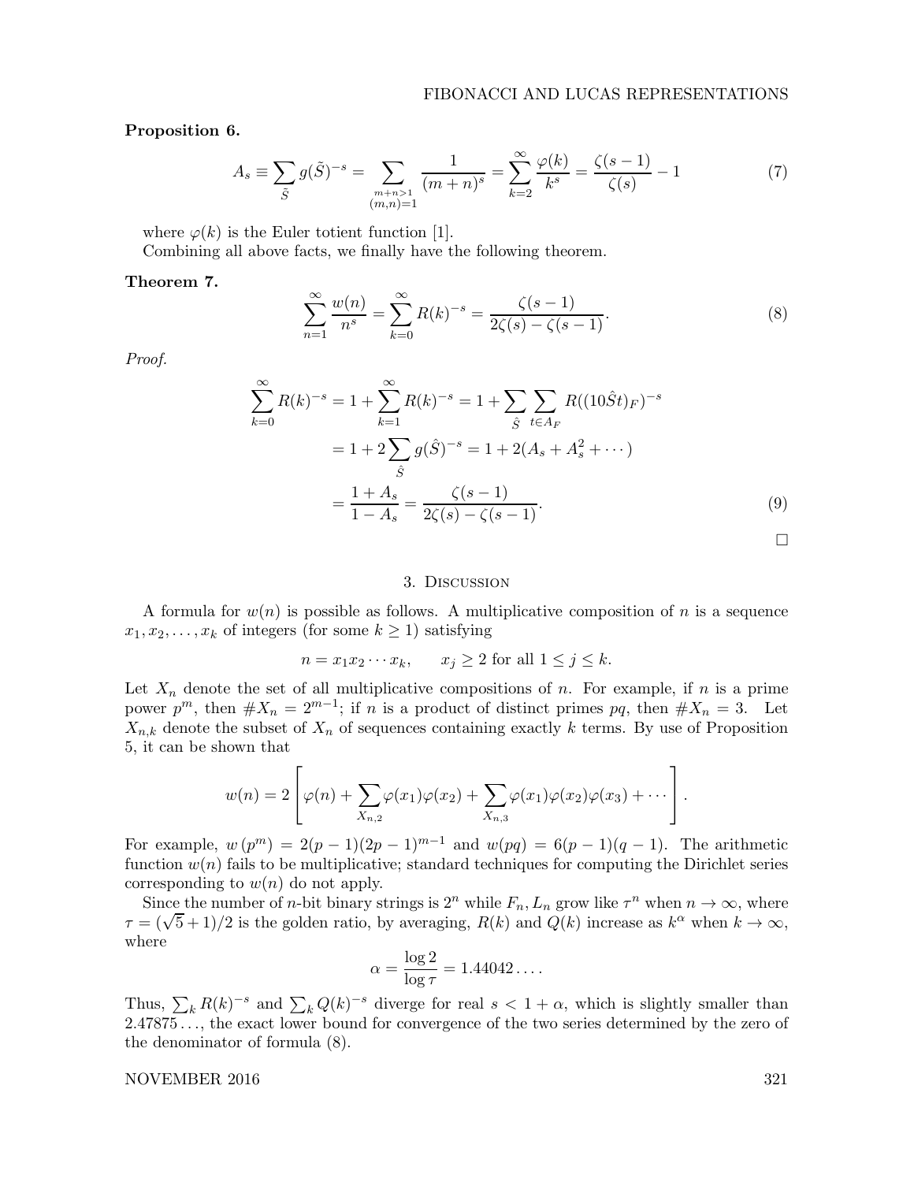**Proposition 6.**

$$A_s \equiv \sum_{\tilde{S}} g(\tilde{S})^{-s} = \sum_{\substack{m+n>1 \\ (m,n)=1}} \frac{1}{(m+n)^s} = \sum_{k=2}^{\infty} \frac{\varphi(k)}{k^s} = \frac{\zeta(s-1)}{\zeta(s)} - 1 \tag{7}$$

where $\varphi(k)$ is the Euler totient function [1].

Combining all above facts, we finally have the following theorem.

**Theorem 7.**

$$\sum_{n=1}^{\infty} \frac{w(n)}{n^s} = \sum_{k=0}^{\infty} R(k)^{-s} = \frac{\zeta(s-1)}{2\zeta(s) - \zeta(s-1)}. \tag{8}$$

*Proof.*

$$\begin{aligned}
\sum_{k=0}^{\infty} R(k)^{-s} &= 1 + \sum_{k=1}^{\infty} R(k)^{-s} = 1 + \sum_{\hat{S}} \sum_{t \in A_F} R((10\hat{S}t)_F)^{-s} \\
&= 1 + 2\sum_{\hat{S}} g(\hat{S})^{-s} = 1 + 2(A_s + A_s^2 + \cdots) \\
&= \frac{1 + A_s}{1 - A_s} = \frac{\zeta(s-1)}{2\zeta(s) - \zeta(s-1)}.
\end{aligned} \tag{9}$$

□

## 3. Discussion

A formula for $w(n)$ is possible as follows. A multiplicative composition of $n$ is a sequence $x_1, x_2, \ldots, x_k$ of integers (for some $k \geq 1$) satisfying

$$n = x_1 x_2 \cdots x_k, \qquad x_j \geq 2 \text{ for all } 1 \leq j \leq k.$$

Let $X_n$ denote the set of all multiplicative compositions of $n$. For example, if $n$ is a prime power $p^m$, then $\#X_n = 2^{m-1}$; if $n$ is a product of distinct primes $pq$, then $\#X_n = 3$. Let $X_{n,k}$ denote the subset of $X_n$ of sequences containing exactly $k$ terms. By use of Proposition 5, it can be shown that

$$w(n) = 2\left[\varphi(n) + \sum_{X_{n,2}} \varphi(x_1)\varphi(x_2) + \sum_{X_{n,3}} \varphi(x_1)\varphi(x_2)\varphi(x_3) + \cdots\right].$$

For example, $w(p^m) = 2(p-1)(2p-1)^{m-1}$ and $w(pq) = 6(p-1)(q-1)$. The arithmetic function $w(n)$ fails to be multiplicative; standard techniques for computing the Dirichlet series corresponding to $w(n)$ do not apply.

Since the number of $n$-bit binary strings is $2^n$ while $F_n, L_n$ grow like $\tau^n$ when $n \to \infty$, where $\tau = (\sqrt{5}+1)/2$ is the golden ratio, by averaging, $R(k)$ and $Q(k)$ increase as $k^\alpha$ when $k \to \infty$, where

$$\alpha = \frac{\log 2}{\log \tau} = 1.44042\ldots.$$

Thus, $\sum_k R(k)^{-s}$ and $\sum_k Q(k)^{-s}$ diverge for real $s < 1 + \alpha$, which is slightly smaller than $2.47875\ldots$, the exact lower bound for convergence of the two series determined by the zero of the denominator of formula (8).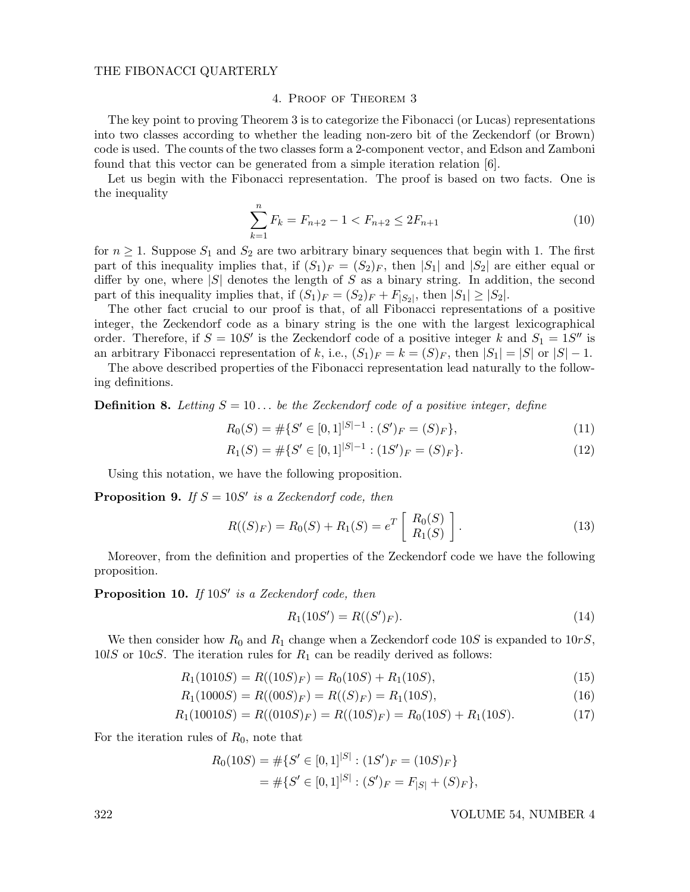## 4. Proof of Theorem 3

The key point to proving Theorem 3 is to categorize the Fibonacci (or Lucas) representations into two classes according to whether the leading non-zero bit of the Zeckendorf (or Brown) code is used. The counts of the two classes form a 2-component vector, and Edson and Zamboni found that this vector can be generated from a simple iteration relation [6].

Let us begin with the Fibonacci representation. The proof is based on two facts. One is the inequality

$$\sum_{k=1}^{n} F_k = F_{n+2} - 1 < F_{n+2} \leq 2F_{n+1} \tag{10}$$

for $n \geq 1$. Suppose $S_1$ and $S_2$ are two arbitrary binary sequences that begin with 1. The first part of this inequality implies that, if $(S_1)_F = (S_2)_F$, then $|S_1|$ and $|S_2|$ are either equal or differ by one, where $|S|$ denotes the length of $S$ as a binary string. In addition, the second part of this inequality implies that, if $(S_1)_F = (S_2)_F + F_{|S_2|}$, then $|S_1| \geq |S_2|$.

The other fact crucial to our proof is that, of all Fibonacci representations of a positive integer, the Zeckendorf code as a binary string is the one with the largest lexicographical order. Therefore, if $S = 10S'$ is the Zeckendorf code of a positive integer $k$ and $S_1 = 1S''$ is an arbitrary Fibonacci representation of $k$, i.e., $(S_1)_F = k = (S)_F$, then $|S_1| = |S|$ or $|S| - 1$.

The above described properties of the Fibonacci representation lead naturally to the following definitions.

**Definition 8.** *Letting $S = 10\ldots$ be the Zeckendorf code of a positive integer, define*

$$R_0(S) = \#\{S' \in [0,1]^{|S|-1} : (S')_F = (S)_F\}, \tag{11}$$

$$R_1(S) = \#\{S' \in [0,1]^{|S|-1} : (1S')_F = (S)_F\}. \tag{12}$$

Using this notation, we have the following proposition.

**Proposition 9.** *If $S = 10S'$ is a Zeckendorf code, then*

$$R((S)_F) = R_0(S) + R_1(S) = e^T \begin{bmatrix} R_0(S) \\ R_1(S) \end{bmatrix}. \tag{13}$$

Moreover, from the definition and properties of the Zeckendorf code we have the following proposition.

**Proposition 10.** *If $10S'$ is a Zeckendorf code, then*

$$R_1(10S') = R((S')_F). \tag{14}$$

We then consider how $R_0$ and $R_1$ change when a Zeckendorf code $10S$ is expanded to $10rS$, $10lS$ or $10cS$. The iteration rules for $R_1$ can be readily derived as follows:

$$R_1(1010S) = R((10S)_F) = R_0(10S) + R_1(10S), \tag{15}$$

$$R_1(1000S) = R((00S)_F) = R((S)_F) = R_1(10S), \tag{16}$$

$$R_1(10010S) = R((010S)_F) = R((10S)_F) = R_0(10S) + R_1(10S). \tag{17}$$

For the iteration rules of $R_0$, note that

$$\begin{aligned} R_0(10S) &= \#\{S' \in [0,1]^{|S|} : (1S')_F = (10S)_F\} \\ &= \#\{S' \in [0,1]^{|S|} : (S')_F = F_{|S|} + (S)_F\}, \end{aligned}$$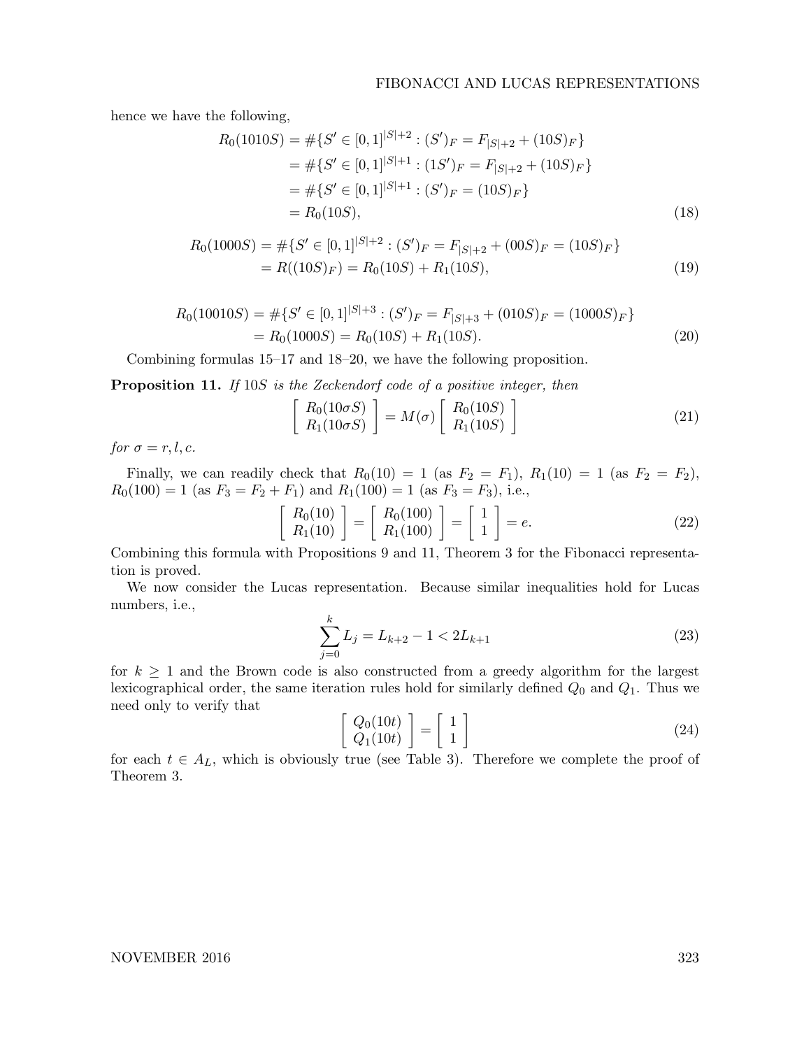hence we have the following,

$$
\begin{aligned}
R_0(1010S) &= \#\{S' \in [0,1]^{|S|+2} : (S')_F = F_{|S|+2} + (10S)_F\} \\
&= \#\{S' \in [0,1]^{|S|+1} : (1S')_F = F_{|S|+2} + (10S)_F\} \\
&= \#\{S' \in [0,1]^{|S|+1} : (S')_F = (10S)_F\} \\
&= R_0(10S), \qquad (18)
\end{aligned}
$$

$$
\begin{aligned}
R_0(1000S) &= \#\{S' \in [0,1]^{|S|+2} : (S')_F = F_{|S|+2} + (00S)_F = (10S)_F\} \\
&= R((10S)_F) = R_0(10S) + R_1(10S), \qquad (19)
\end{aligned}
$$

$$
\begin{aligned}
R_0(10010S) &= \#\{S' \in [0,1]^{|S|+3} : (S')_F = F_{|S|+3} + (010S)_F = (1000S)_F\} \\
&= R_0(1000S) = R_0(10S) + R_1(10S). \qquad (20)
\end{aligned}
$$

Combining formulas 15–17 and 18–20, we have the following proposition.

**Proposition 11.** *If $10S$ is the Zeckendorf code of a positive integer, then*

$$
\begin{bmatrix} R_0(10\sigma S) \\ R_1(10\sigma S) \end{bmatrix} = M(\sigma) \begin{bmatrix} R_0(10S) \\ R_1(10S) \end{bmatrix} \qquad (21)
$$

*for $\sigma = r, l, c$.*

Finally, we can readily check that $R_0(10) = 1$ (as $F_2 = F_1$), $R_1(10) = 1$ (as $F_2 = F_2$), $R_0(100) = 1$ (as $F_3 = F_2 + F_1$) and $R_1(100) = 1$ (as $F_3 = F_3$), i.e.,

$$
\begin{bmatrix} R_0(10) \\ R_1(10) \end{bmatrix} = \begin{bmatrix} R_0(100) \\ R_1(100) \end{bmatrix} = \begin{bmatrix} 1 \\ 1 \end{bmatrix} = e. \qquad (22)
$$

Combining this formula with Propositions 9 and 11, Theorem 3 for the Fibonacci representation is proved.

We now consider the Lucas representation. Because similar inequalities hold for Lucas numbers, i.e.,

$$
\sum_{j=0}^{k} L_j = L_{k+2} - 1 < 2L_{k+1} \qquad (23)
$$

for $k \geq 1$ and the Brown code is also constructed from a greedy algorithm for the largest lexicographical order, the same iteration rules hold for similarly defined $Q_0$ and $Q_1$. Thus we need only to verify that

$$
\begin{bmatrix} Q_0(10t) \\ Q_1(10t) \end{bmatrix} = \begin{bmatrix} 1 \\ 1 \end{bmatrix} \qquad (24)
$$

for each $t \in A_L$, which is obviously true (see Table 3). Therefore we complete the proof of Theorem 3.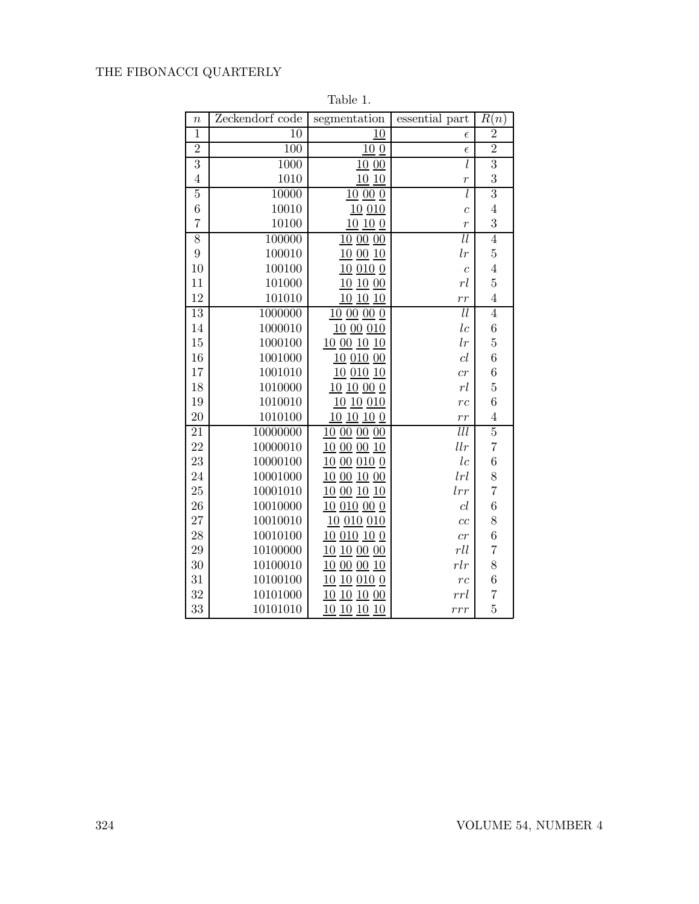Table 1.

| $n$ | Zeckendorf code | segmentation | essential part | $R(n)$ |
|---|---|---|---|---|
| 1 | 10 | 10 | $\epsilon$ | 2 |
| 2 | 100 | 10 0 | $\epsilon$ | 2 |
| 3 | 1000 | 10 00 | $l$ | 3 |
| 4 | 1010 | 10 10 | $r$ | 3 |
| 5 | 10000 | 10 00 0 | $l$ | 3 |
| 6 | 10010 | 10 010 | $c$ | 4 |
| 7 | 10100 | 10 10 0 | $r$ | 3 |
| 8 | 100000 | 10 00 00 | $ll$ | 4 |
| 9 | 100010 | 10 00 10 | $lr$ | 5 |
| 10 | 100100 | 10 010 0 | $c$ | 4 |
| 11 | 101000 | 10 10 00 | $rl$ | 5 |
| 12 | 101010 | 10 10 10 | $rr$ | 4 |
| 13 | 1000000 | 10 00 00 0 | $ll$ | 4 |
| 14 | 1000010 | 10 00 010 | $lc$ | 6 |
| 15 | 1000100 | 10 00 10 10 | $lr$ | 5 |
| 16 | 1001000 | 10 010 00 | $cl$ | 6 |
| 17 | 1001010 | 10 010 10 | $cr$ | 6 |
| 18 | 1010000 | 10 10 00 0 | $rl$ | 5 |
| 19 | 1010010 | 10 10 010 | $rc$ | 6 |
| 20 | 1010100 | 10 10 10 0 | $rr$ | 4 |
| 21 | 10000000 | 10 00 00 00 | $lll$ | 5 |
| 22 | 10000010 | 10 00 00 10 | $llr$ | 7 |
| 23 | 10000100 | 10 00 010 0 | $lc$ | 6 |
| 24 | 10001000 | 10 00 10 00 | $lrl$ | 8 |
| 25 | 10001010 | 10 00 10 10 | $lrr$ | 7 |
| 26 | 10010000 | 10 010 00 0 | $cl$ | 6 |
| 27 | 10010010 | 10 010 010 | $cc$ | 8 |
| 28 | 10010100 | 10 010 10 0 | $cr$ | 6 |
| 29 | 10100000 | 10 10 00 00 | $rll$ | 7 |
| 30 | 10100010 | 10 00 00 10 | $rlr$ | 8 |
| 31 | 10100100 | 10 10 010 0 | $rc$ | 6 |
| 32 | 10101000 | 10 10 10 00 | $rrl$ | 7 |
| 33 | 10101010 | 10 10 10 10 | $rrr$ | 5 |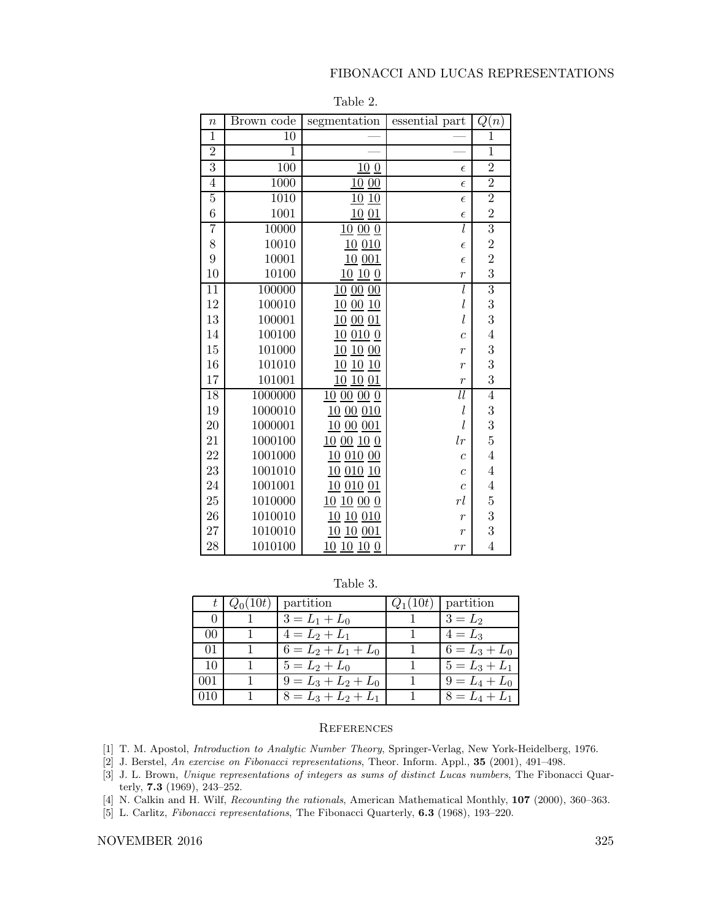Table 2.

| $n$ | Brown code | segmentation | essential part | $Q(n)$ |
|---|---|---|---|---|
| 1 | 10 | — | — | 1 |
| 2 | 1 | — | — | 1 |
| 3 | 100 | <u>10</u> <u>0</u> | $\epsilon$ | 2 |
| 4 | 1000 | <u>10</u> <u>00</u> | $\epsilon$ | 2 |
| 5 | 1010 | <u>10</u> <u>10</u> | $\epsilon$ | 2 |
| 6 | 1001 | <u>10</u> <u>01</u> | $\epsilon$ | 2 |
| 7 | 10000 | <u>10</u> <u>00</u> <u>0</u> | $l$ | 3 |
| 8 | 10010 | <u>10</u> <u>010</u> | $\epsilon$ | 2 |
| 9 | 10001 | <u>10</u> <u>001</u> | $\epsilon$ | 2 |
| 10 | 10100 | <u>10</u> <u>10</u> <u>0</u> | $r$ | 3 |
| 11 | 100000 | <u>10</u> <u>00</u> <u>00</u> | $l$ | 3 |
| 12 | 100010 | <u>10</u> <u>00</u> <u>10</u> | $l$ | 3 |
| 13 | 100001 | <u>10</u> <u>00</u> <u>01</u> | $l$ | 3 |
| 14 | 100100 | <u>10</u> <u>010</u> <u>0</u> | $c$ | 4 |
| 15 | 101000 | <u>10</u> <u>10</u> <u>00</u> | $r$ | 3 |
| 16 | 101010 | <u>10</u> <u>10</u> <u>10</u> | $r$ | 3 |
| 17 | 101001 | <u>10</u> <u>10</u> <u>01</u> | $r$ | 3 |
| 18 | 1000000 | <u>10</u> <u>00</u> <u>00</u> <u>0</u> | $ll$ | 4 |
| 19 | 1000010 | <u>10</u> <u>00</u> <u>010</u> | $l$ | 3 |
| 20 | 1000001 | <u>10</u> <u>00</u> <u>001</u> | $l$ | 3 |
| 21 | 1000100 | <u>10</u> <u>00</u> <u>10</u> <u>0</u> | $lr$ | 5 |
| 22 | 1001000 | <u>10</u> <u>010</u> <u>00</u> | $c$ | 4 |
| 23 | 1001010 | <u>10</u> <u>010</u> <u>10</u> | $c$ | 4 |
| 24 | 1001001 | <u>10</u> <u>010</u> <u>01</u> | $c$ | 4 |
| 25 | 1010000 | <u>10</u> <u>10</u> <u>00</u> <u>0</u> | $rl$ | 5 |
| 26 | 1010010 | <u>10</u> <u>10</u> <u>010</u> | $r$ | 3 |
| 27 | 1010010 | <u>10</u> <u>10</u> <u>001</u> | $r$ | 3 |
| 28 | 1010100 | <u>10</u> <u>10</u> <u>10</u> <u>0</u> | $rr$ | 4 |

Table 3.

| $t$ | $Q_0(10t)$ | partition | $Q_1(10t)$ | partition |
|---|---|---|---|---|
| 0 | 1 | $3 = L_1 + L_0$ | 1 | $3 = L_2$ |
| 00 | 1 | $4 = L_2 + L_1$ | 1 | $4 = L_3$ |
| 01 | 1 | $6 = L_2 + L_1 + L_0$ | 1 | $6 = L_3 + L_0$ |
| 10 | 1 | $5 = L_2 + L_0$ | 1 | $5 = L_3 + L_1$ |
| 001 | 1 | $9 = L_3 + L_2 + L_0$ | 1 | $9 = L_4 + L_0$ |
| 010 | 1 | $8 = L_3 + L_2 + L_1$ | 1 | $8 = L_4 + L_1$ |

## References

[1] T. M. Apostol, *Introduction to Analytic Number Theory*, Springer-Verlag, New York-Heidelberg, 1976.

[2] J. Berstel, *An exercise on Fibonacci representations*, Theor. Inform. Appl., **35** (2001), 491–498.

[3] J. L. Brown, *Unique representations of integers as sums of distinct Lucas numbers*, The Fibonacci Quarterly, **7.3** (1969), 243–252.

[4] N. Calkin and H. Wilf, *Recounting the rationals*, American Mathematical Monthly, **107** (2000), 360–363.

[5] L. Carlitz, *Fibonacci representations*, The Fibonacci Quarterly, **6.3** (1968), 193–220.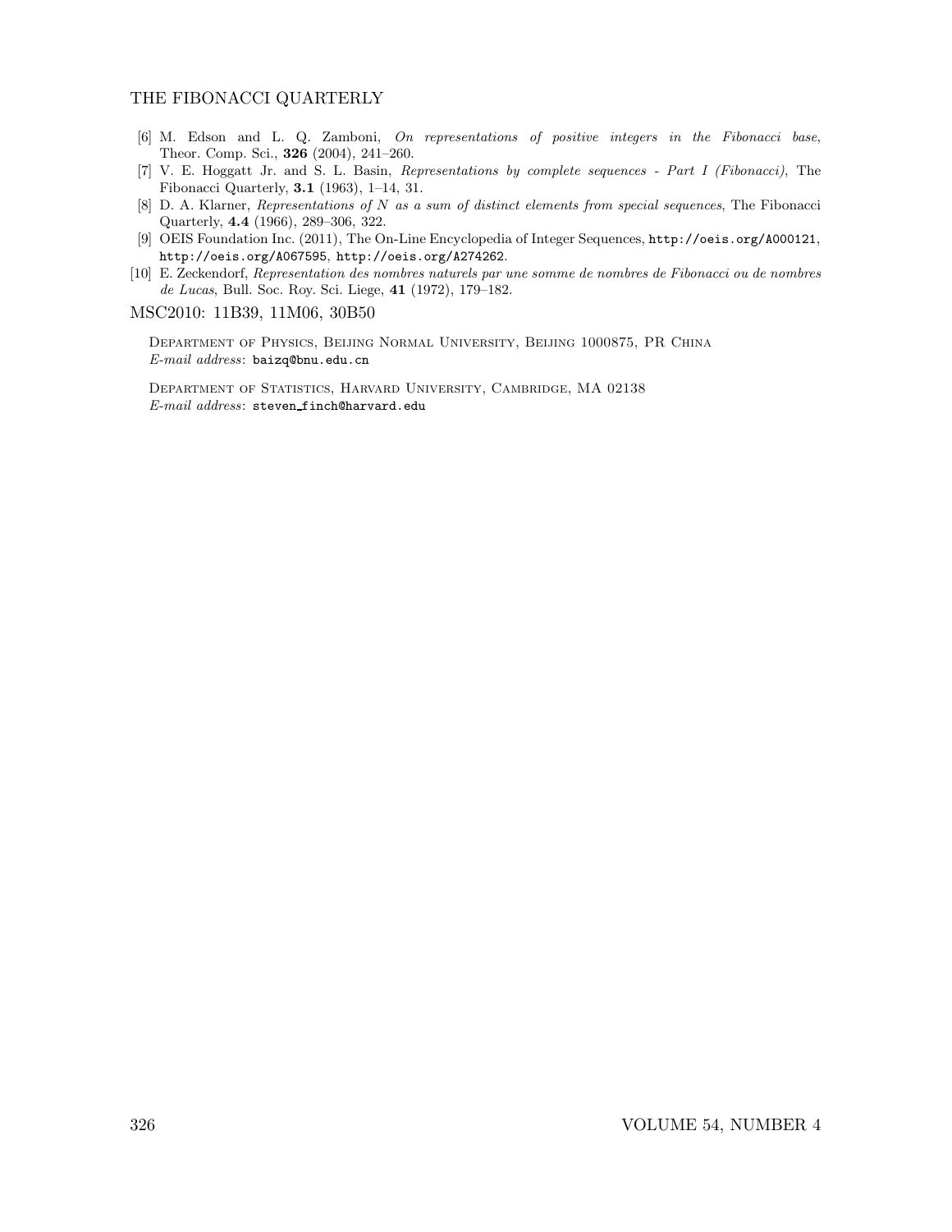[6] M. Edson and L. Q. Zamboni, *On representations of positive integers in the Fibonacci base*, Theor. Comp. Sci., **326** (2004), 241–260.

[7] V. E. Hoggatt Jr. and S. L. Basin, *Representations by complete sequences - Part I (Fibonacci)*, The Fibonacci Quarterly, **3.1** (1963), 1–14, 31.

[8] D. A. Klarner, *Representations of N as a sum of distinct elements from special sequences*, The Fibonacci Quarterly, **4.4** (1966), 289–306, 322.

[9] OEIS Foundation Inc. (2011), The On-Line Encyclopedia of Integer Sequences, http://oeis.org/A000121, http://oeis.org/A067595, http://oeis.org/A274262.

[10] E. Zeckendorf, *Representation des nombres naturels par une somme de nombres de Fibonacci ou de nombres de Lucas*, Bull. Soc. Roy. Sci. Liege, **41** (1972), 179–182.

MSC2010: 11B39, 11M06, 30B50

Department of Physics, Beijing Normal University, Beijing 1000875, PR China
*E-mail address*: baizq@bnu.edu.cn

Department of Statistics, Harvard University, Cambridge, MA 02138
*E-mail address*: steven_finch@harvard.edu